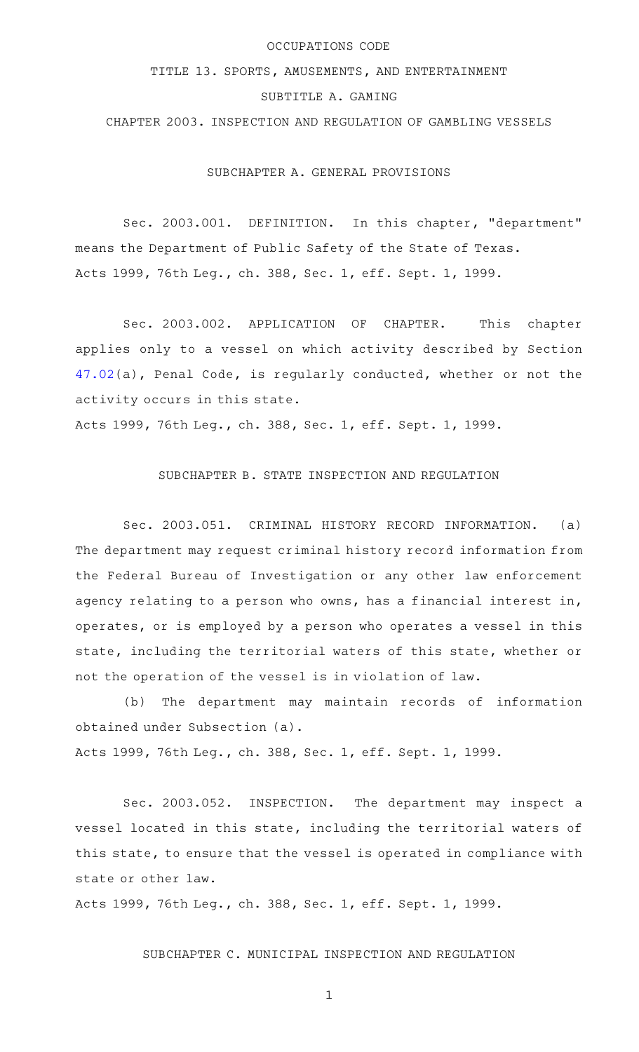# OCCUPATIONS CODE

## TITLE 13. SPORTS, AMUSEMENTS, AND ENTERTAINMENT

## SUBTITLE A. GAMING

## CHAPTER 2003. INSPECTION AND REGULATION OF GAMBLING VESSELS

### SUBCHAPTER A. GENERAL PROVISIONS

Sec. 2003.001. DEFINITION. In this chapter, "department" means the Department of Public Safety of the State of Texas.
Acts 1999, 76th Leg., ch. 388, Sec. 1, eff. Sept. 1, 1999.

Sec. 2003.002. APPLICATION OF CHAPTER. This chapter applies only to a vessel on which activity described by Section 47.02(a), Penal Code, is regularly conducted, whether or not the activity occurs in this state.
Acts 1999, 76th Leg., ch. 388, Sec. 1, eff. Sept. 1, 1999.

### SUBCHAPTER B. STATE INSPECTION AND REGULATION

Sec. 2003.051. CRIMINAL HISTORY RECORD INFORMATION. (a) The department may request criminal history record information from the Federal Bureau of Investigation or any other law enforcement agency relating to a person who owns, has a financial interest in, operates, or is employed by a person who operates a vessel in this state, including the territorial waters of this state, whether or not the operation of the vessel is in violation of law.

(b) The department may maintain records of information obtained under Subsection (a).
Acts 1999, 76th Leg., ch. 388, Sec. 1, eff. Sept. 1, 1999.

Sec. 2003.052. INSPECTION. The department may inspect a vessel located in this state, including the territorial waters of this state, to ensure that the vessel is operated in compliance with state or other law.
Acts 1999, 76th Leg., ch. 388, Sec. 1, eff. Sept. 1, 1999.

### SUBCHAPTER C. MUNICIPAL INSPECTION AND REGULATION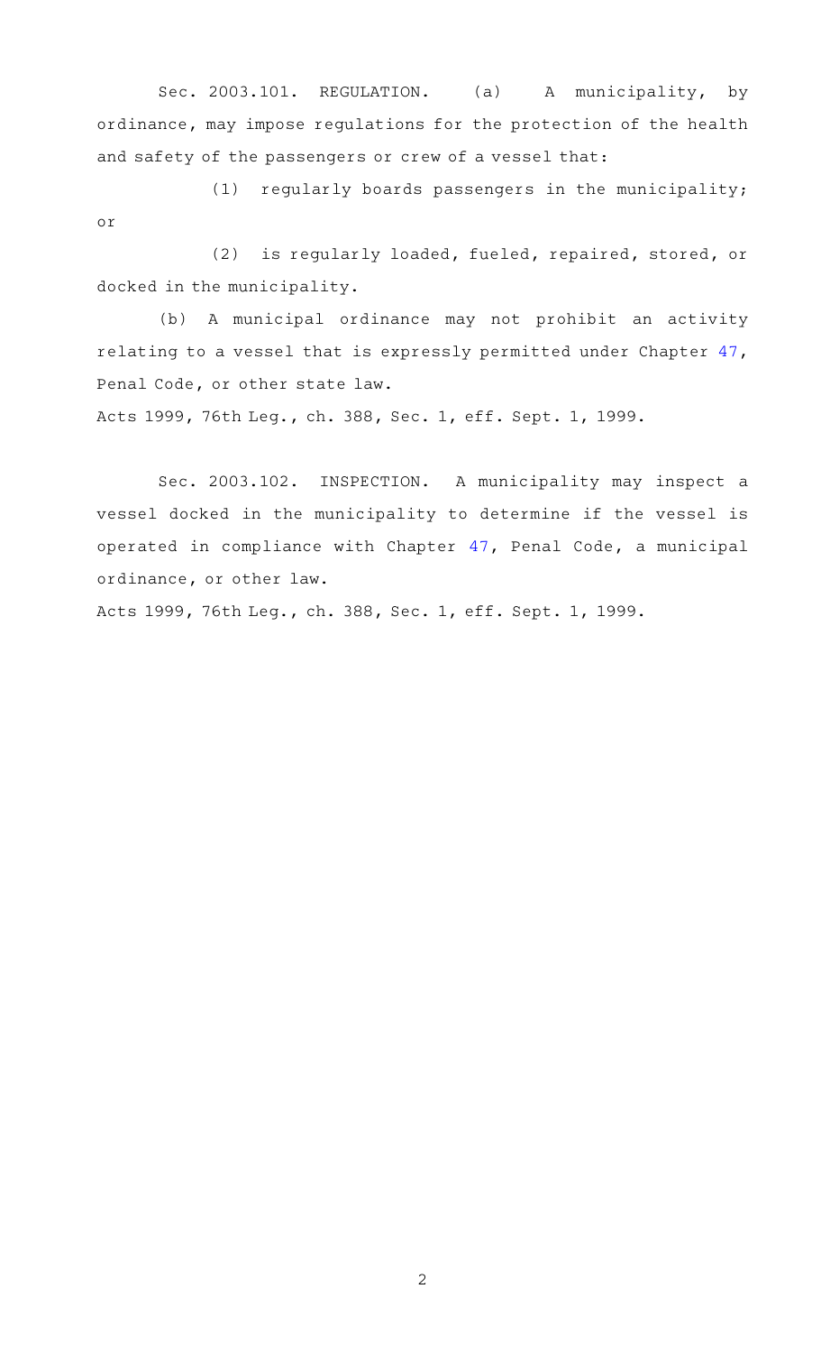Sec. 2003.101. REGULATION. (a) A municipality, by ordinance, may impose regulations for the protection of the health and safety of the passengers or crew of a vessel that:

(1) regularly boards passengers in the municipality; or

(2) is regularly loaded, fueled, repaired, stored, or docked in the municipality.

(b) A municipal ordinance may not prohibit an activity relating to a vessel that is expressly permitted under Chapter 47, Penal Code, or other state law.

Acts 1999, 76th Leg., ch. 388, Sec. 1, eff. Sept. 1, 1999.

Sec. 2003.102. INSPECTION. A municipality may inspect a vessel docked in the municipality to determine if the vessel is operated in compliance with Chapter 47, Penal Code, a municipal ordinance, or other law.

Acts 1999, 76th Leg., ch. 388, Sec. 1, eff. Sept. 1, 1999.